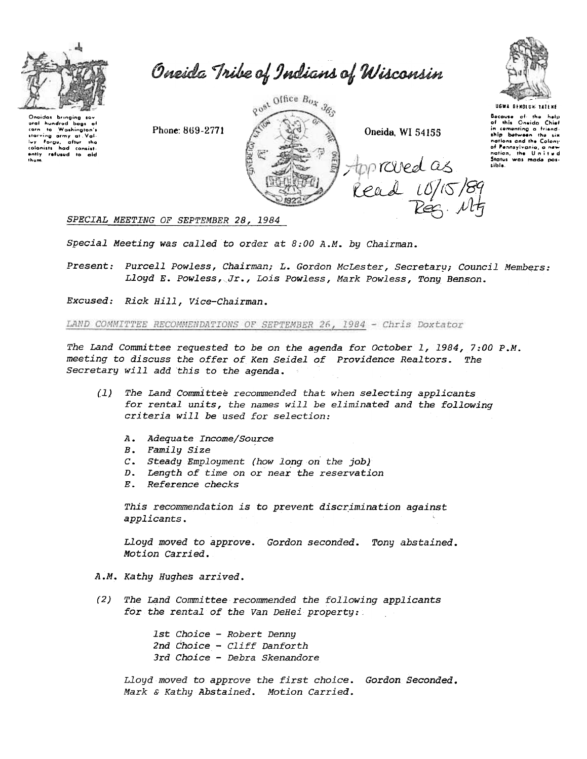# Oneida Tribe of Indians of Wisconsin

Oneidas bringing several hundred bags of corn to Washington's starving army at Valley Forge, after the colonists had consistently refused to aid them.

Phone: 869-2771

Post Office Box 365

Oneida, WI 54155

UGWA DEHOLUH YATEHE

Because of the help of this Oneida Chief in cementing a friendship between the six nations and the Colony of Pennsylvania, a new nation, the United States was made possible.

Approved as Read 10/15/89 Reg. Mtg

*SPECIAL MEETING OF SEPTEMBER 28, 1984*

*Special Meeting was called to order at 8:00 A.M. by Chairman.*

*Present: Purcell Powless, Chairman; L. Gordon McLester, Secretary; Council Members: Lloyd E. Powless, Jr., Lois Powless, Mark Powless, Tony Benson.*

*Excused: Rick Hill, Vice-Chairman.*

*LAND COMMITTEE RECOMMENDATIONS OF SEPTEMBER 26, 1984 - Chris Doxtator*

*The Land Committee requested to be on the agenda for October 1, 1984, 7:00 P.M. meeting to discuss the offer of Ken Seidel of Providence Realtors. The Secretary will add this to the agenda.*

*(1) The Land Committee recommended that when selecting applicants for rental units, the names will be eliminated and the following criteria will be used for selection:*

*A. Adequate Income/Source*
*B. Family Size*
*C. Steady Employment (how long on the job)*
*D. Length of time on or near the reservation*
*E. Reference checks*

*This recommendation is to prevent discrimination against applicants.*

*Lloyd moved to approve. Gordon seconded. Tony abstained. Motion Carried.*

*A.M. Kathy Hughes arrived.*

*(2) The Land Committee recommended the following applicants for the rental of the Van DeHei property:*

*1st Choice - Robert Denny*
*2nd Choice - Cliff Danforth*
*3rd Choice - Debra Skenandore*

*Lloyd moved to approve the first choice. Gordon Seconded. Mark & Kathy Abstained. Motion Carried.*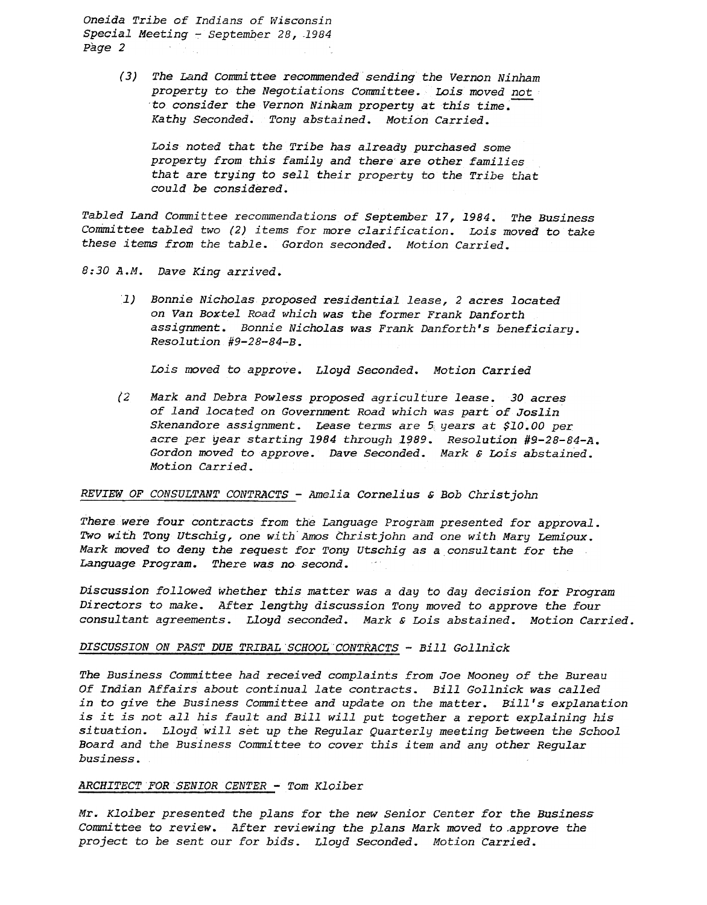(3) The Land Committee recommended sending the Vernon Ninham property to the Negotiations Committee. Lois moved not to consider the Vernon Ninham property at this time. Kathy Seconded. Tony abstained. Motion Carried.

Lois noted that the Tribe has already purchased some property from this family and there are other families that are trying to sell their property to the Tribe that could be considered.

Tabled Land Committee recommendations of September 17, 1984. The Business Committee tabled two (2) items for more clarification. Lois moved to take these items from the table. Gordon seconded. Motion Carried.

8:30 A.M. Dave King arrived.

1) Bonnie Nicholas proposed residential lease, 2 acres located on Van Boxtel Road which was the former Frank Danforth assignment. Bonnie Nicholas was Frank Danforth's beneficiary. Resolution #9-28-84-B.

Lois moved to approve. Lloyd Seconded. Motion Carried

(2 Mark and Debra Powless proposed agriculture lease. 30 acres of land located on Government Road which was part of Joslin Skenandore assignment. Lease terms are 5 years at $10.00 per acre per year starting 1984 through 1989. Resolution #9-28-84-A. Gordon moved to approve. Dave Seconded. Mark & Lois abstained. Motion Carried.

REVIEW OF CONSULTANT CONTRACTS - Amelia Cornelius & Bob Christjohn

There were four contracts from the Language Program presented for approval. Two with Tony Utschig, one with Amos Christjohn and one with Mary Lemioux. Mark moved to deny the request for Tony Utschig as a consultant for the Language Program. There was no second.

Discussion followed whether this matter was a day to day decision for Program Directors to make. After lengthy discussion Tony moved to approve the four consultant agreements. Lloyd seconded. Mark & Lois abstained. Motion Carried.

DISCUSSION ON PAST DUE TRIBAL SCHOOL CONTRACTS - Bill Gollnick

The Business Committee had received complaints from Joe Mooney of the Bureau Of Indian Affairs about continual late contracts. Bill Gollnick was called in to give the Business Committee and update on the matter. Bill's explanation is it is not all his fault and Bill will put together a report explaining his situation. Lloyd will set up the Regular Quarterly meeting between the School Board and the Business Committee to cover this item and any other Regular business.

ARCHITECT FOR SENIOR CENTER - Tom Kloiber

Mr. Kloiber presented the plans for the new Senior Center for the Business Committee to review. After reviewing the plans Mark moved to approve the project to be sent our for bids. Lloyd Seconded. Motion Carried.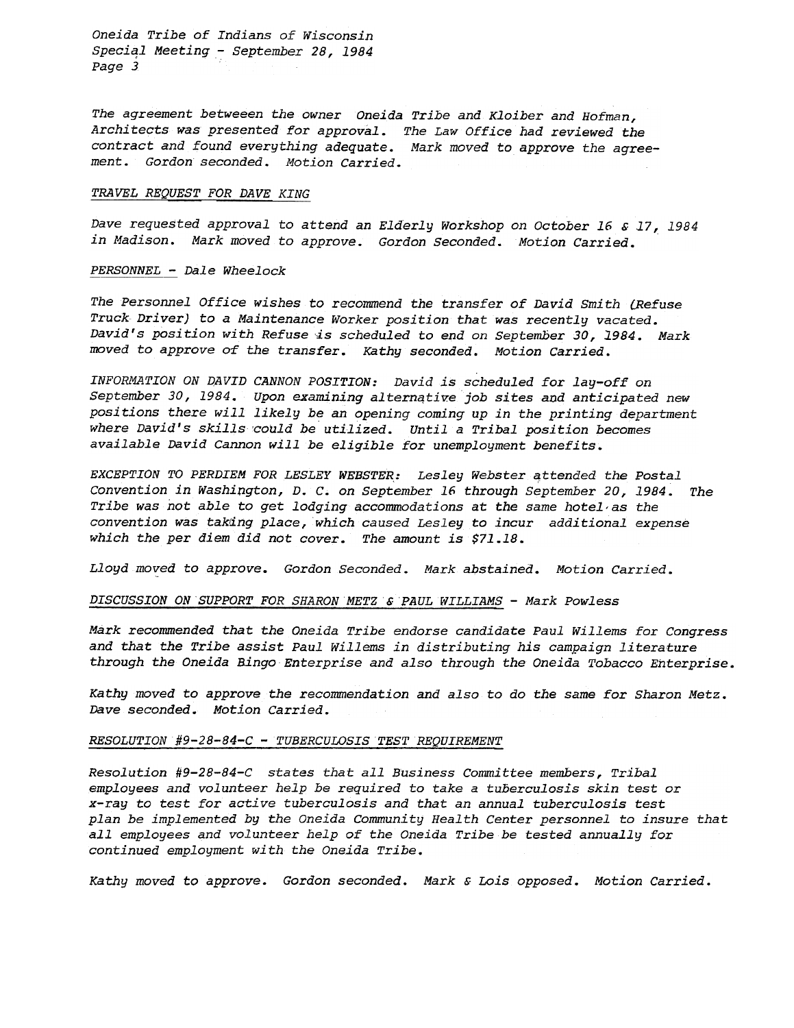The agreement betweeen the owner Oneida Tribe and Kloiber and Hofman, Architects was presented for approval. The Law Office had reviewed the contract and found everything adequate. Mark moved to approve the agreement. Gordon seconded. Motion Carried.

*TRAVEL REQUEST FOR DAVE KING*

Dave requested approval to attend an Elderly Workshop on October 16 & 17, 1984 in Madison. Mark moved to approve. Gordon Seconded. Motion Carried.

*PERSONNEL - Dale Wheelock*

The Personnel Office wishes to recommend the transfer of David Smith (Refuse Truck Driver) to a Maintenance Worker position that was recently vacated. David's position with Refuse is scheduled to end on September 30, 1984. Mark moved to approve of the transfer. Kathy seconded. Motion Carried.

INFORMATION ON DAVID CANNON POSITION: David is scheduled for lay-off on September 30, 1984. Upon examining alternative job sites and anticipated new positions there will likely be an opening coming up in the printing department where David's skills could be utilized. Until a Tribal position becomes available David Cannon will be eligible for unemployment benefits.

EXCEPTION TO PERDIEM FOR LESLEY WEBSTER: Lesley Webster attended the Postal Convention in Washington, D. C. on September 16 through September 20, 1984. The Tribe was not able to get lodging accommodations at the same hotel as the convention was taking place, which caused Lesley to incur additional expense which the per diem did not cover. The amount is $71.18.

Lloyd moved to approve. Gordon Seconded. Mark abstained. Motion Carried.

*DISCUSSION ON SUPPORT FOR SHARON METZ & PAUL WILLIAMS - Mark Powless*

Mark recommended that the Oneida Tribe endorse candidate Paul Willems for Congress and that the Tribe assist Paul Willems in distributing his campaign literature through the Oneida Bingo Enterprise and also through the Oneida Tobacco Enterprise.

Kathy moved to approve the recommendation and also to do the same for Sharon Metz. Dave seconded. Motion Carried.

*RESOLUTION #9-28-84-C - TUBERCULOSIS TEST REQUIREMENT*

Resolution #9-28-84-C states that all Business Committee members, Tribal employees and volunteer help be required to take a tuberculosis skin test or x-ray to test for active tuberculosis and that an annual tuberculosis test plan be implemented by the Oneida Community Health Center personnel to insure that all employees and volunteer help of the Oneida Tribe be tested annually for continued employment with the Oneida Tribe.

Kathy moved to approve. Gordon seconded. Mark & Lois opposed. Motion Carried.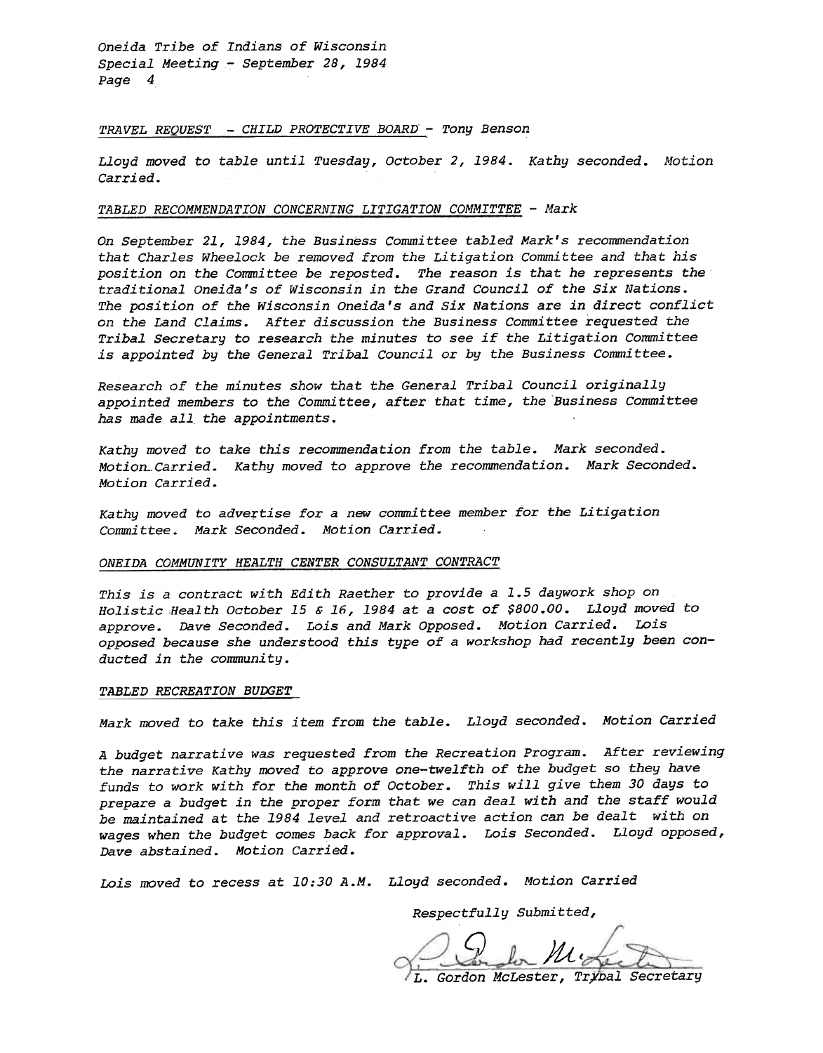*TRAVEL REQUEST - CHILD PROTECTIVE BOARD - Tony Benson*

*Lloyd moved to table until Tuesday, October 2, 1984. Kathy seconded. Motion Carried.*

*TABLED RECOMMENDATION CONCERNING LITIGATION COMMITTEE - Mark*

*On September 21, 1984, the Business Committee tabled Mark's recommendation that Charles Wheelock be removed from the Litigation Committee and that his position on the Committee be reposted. The reason is that he represents the traditional Oneida's of Wisconsin in the Grand Council of the Six Nations. The position of the Wisconsin Oneida's and Six Nations are in direct conflict on the Land Claims. After discussion the Business Committee requested the Tribal Secretary to research the minutes to see if the Litigation Committee is appointed by the General Tribal Council or by the Business Committee.*

*Research of the minutes show that the General Tribal Council originally appointed members to the Committee, after that time, the Business Committee has made all the appointments.*

*Kathy moved to take this recommendation from the table. Mark seconded. Motion Carried. Kathy moved to approve the recommendation. Mark Seconded. Motion Carried.*

*Kathy moved to advertise for a new committee member for the Litigation Committee. Mark Seconded. Motion Carried.*

*ONEIDA COMMUNITY HEALTH CENTER CONSULTANT CONTRACT*

*This is a contract with Edith Raether to provide a 1.5 daywork shop on Holistic Health October 15 & 16, 1984 at a cost of $800.00. Lloyd moved to approve. Dave Seconded. Lois and Mark Opposed. Motion Carried. Lois opposed because she understood this type of a workshop had recently been conducted in the community.*

*TABLED RECREATION BUDGET*

*Mark moved to take this item from the table. Lloyd seconded. Motion Carried*

*A budget narrative was requested from the Recreation Program. After reviewing the narrative Kathy moved to approve one-twelfth of the budget so they have funds to work with for the month of October. This will give them 30 days to prepare a budget in the proper form that we can deal with and the staff would be maintained at the 1984 level and retroactive action can be dealt with on wages when the budget comes back for approval. Lois Seconded. Lloyd opposed, Dave abstained. Motion Carried.*

*Lois moved to recess at 10:30 A.M. Lloyd seconded. Motion Carried*

*Respectfully Submitted,*

*L. Gordon McLester, Tribal Secretary*